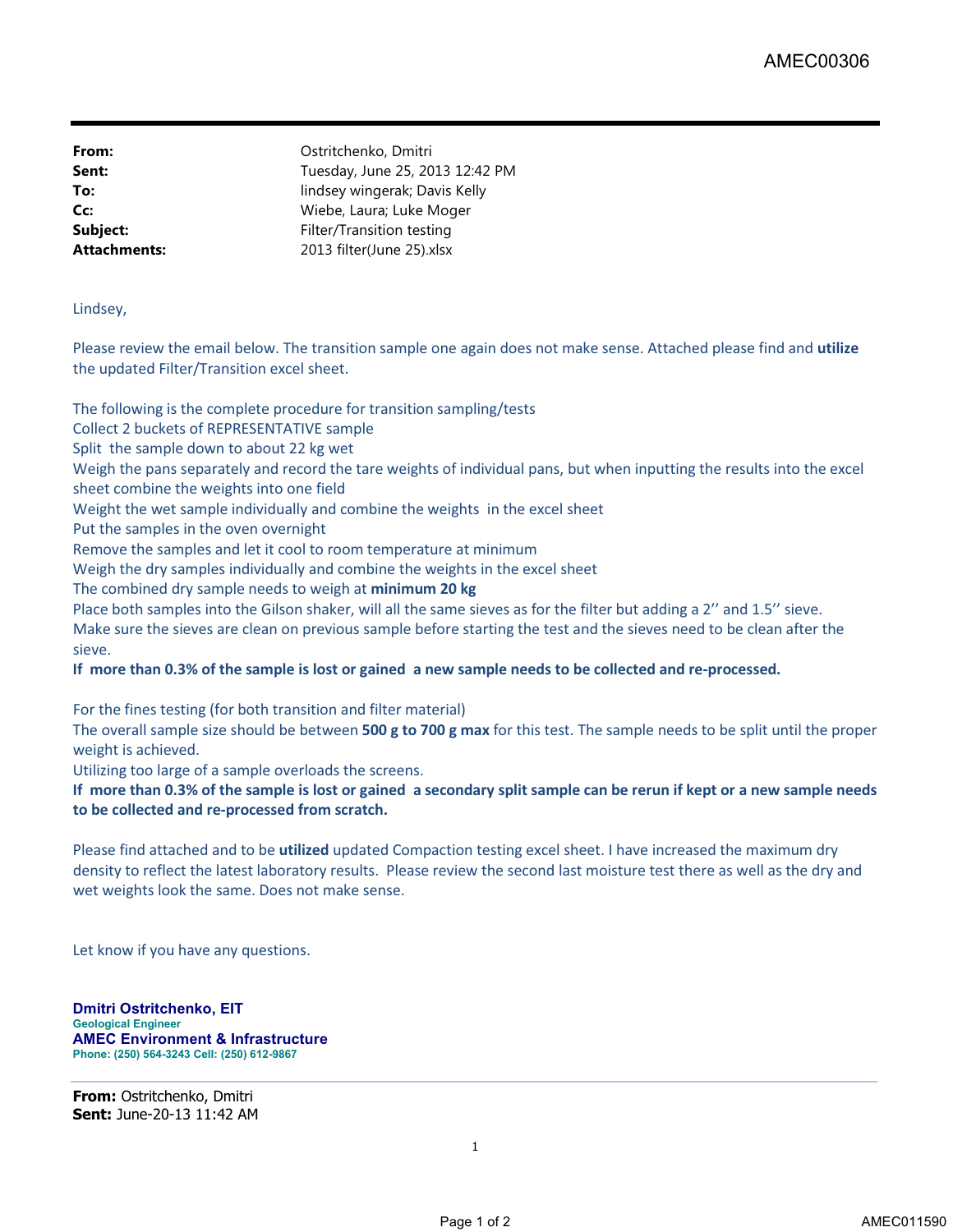| | |
|---|---|
| **From:** | Ostritchenko, Dmitri |
| **Sent:** | Tuesday, June 25, 2013 12:42 PM |
| **To:** | lindsey wingerak; Davis Kelly |
| **Cc:** | Wiebe, Laura; Luke Moger |
| **Subject:** | Filter/Transition testing |
| **Attachments:** | 2013 filter(June 25).xlsx |

Lindsey,

Please review the email below. The transition sample one again does not make sense. Attached please find and **utilize** the updated Filter/Transition excel sheet.

The following is the complete procedure for transition sampling/tests
Collect 2 buckets of REPRESENTATIVE sample
Split the sample down to about 22 kg wet
Weigh the pans separately and record the tare weights of individual pans, but when inputting the results into the excel sheet combine the weights into one field
Weight the wet sample individually and combine the weights in the excel sheet
Put the samples in the oven overnight
Remove the samples and let it cool to room temperature at minimum
Weigh the dry samples individually and combine the weights in the excel sheet
The combined dry sample needs to weigh at **minimum 20 kg**
Place both samples into the Gilson shaker, will all the same sieves as for the filter but adding a 2'' and 1.5'' sieve.
Make sure the sieves are clean on previous sample before starting the test and the sieves need to be clean after the sieve.
**If more than 0.3% of the sample is lost or gained a new sample needs to be collected and re-processed.**

For the fines testing (for both transition and filter material)
The overall sample size should be between **500 g to 700 g max** for this test. The sample needs to be split until the proper weight is achieved.
Utilizing too large of a sample overloads the screens.
**If more than 0.3% of the sample is lost or gained a secondary split sample can be rerun if kept or a new sample needs to be collected and re-processed from scratch.**

Please find attached and to be **utilized** updated Compaction testing excel sheet. I have increased the maximum dry density to reflect the latest laboratory results. Please review the second last moisture test there as well as the dry and wet weights look the same. Does not make sense.

Let know if you have any questions.

**Dmitri Ostritchenko, EIT**
**Geological Engineer**
**AMEC Environment & Infrastructure**
**Phone: (250) 564-3243 Cell: (250) 612-9867**

---

**From:** Ostritchenko, Dmitri
**Sent:** June-20-13 11:42 AM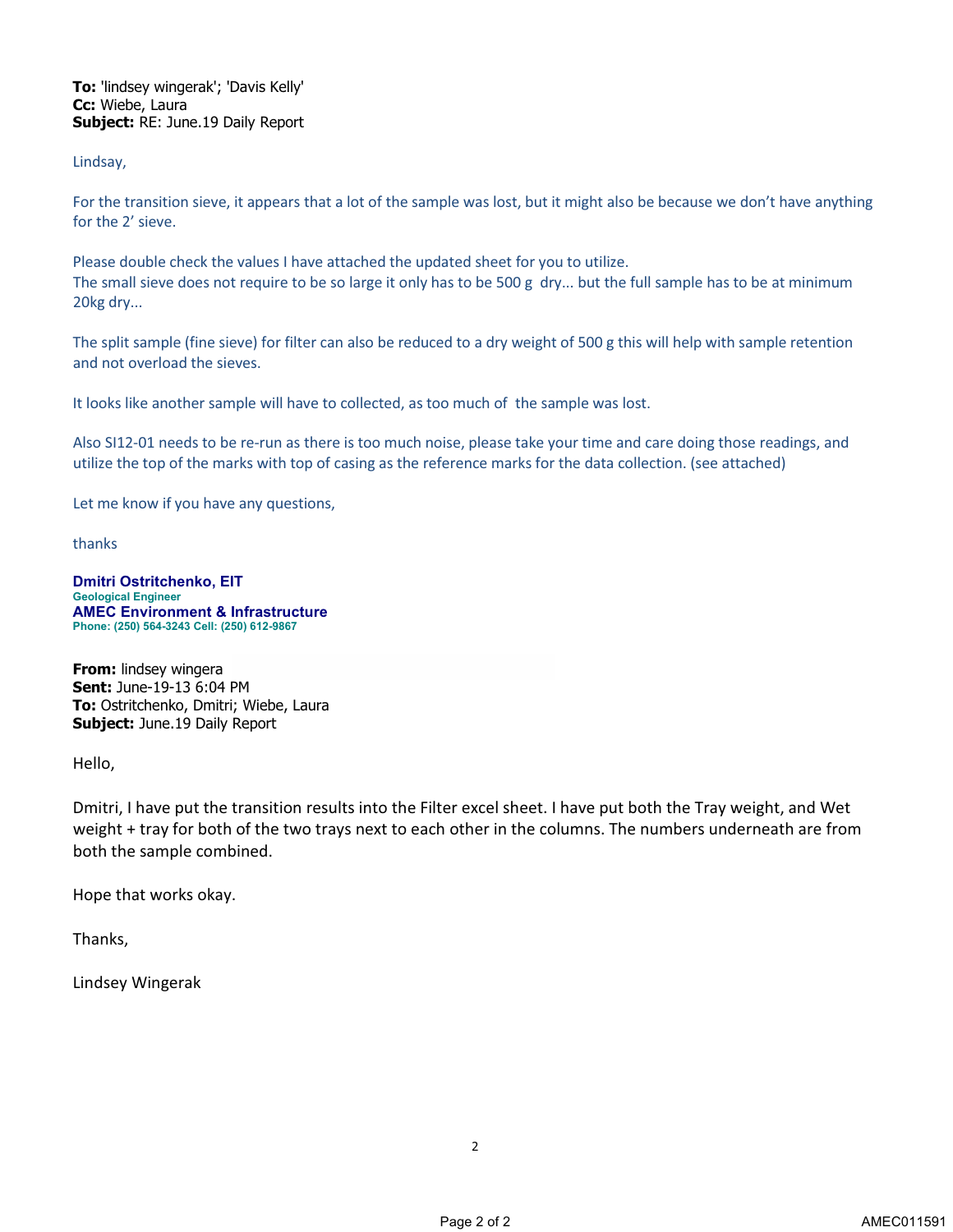**To:** 'lindsey wingerak'; 'Davis Kelly'
**Cc:** Wiebe, Laura
**Subject:** RE: June.19 Daily Report

Lindsay,

For the transition sieve, it appears that a lot of the sample was lost, but it might also be because we don't have anything for the 2' sieve.

Please double check the values I have attached the updated sheet for you to utilize.
The small sieve does not require to be so large it only has to be 500 g dry... but the full sample has to be at minimum 20kg dry...

The split sample (fine sieve) for filter can also be reduced to a dry weight of 500 g this will help with sample retention and not overload the sieves.

It looks like another sample will have to collected, as too much of the sample was lost.

Also SI12-01 needs to be re-run as there is too much noise, please take your time and care doing those readings, and utilize the top of the marks with top of casing as the reference marks for the data collection. (see attached)

Let me know if you have any questions,

thanks

**Dmitri Ostritchenko, EIT**
**Geological Engineer**
**AMEC Environment & Infrastructure**
**Phone: (250) 564-3243 Cell: (250) 612-9867**

**From:** lindsey wingera
**Sent:** June-19-13 6:04 PM
**To:** Ostritchenko, Dmitri; Wiebe, Laura
**Subject:** June.19 Daily Report

Hello,

Dmitri, I have put the transition results into the Filter excel sheet. I have put both the Tray weight, and Wet weight + tray for both of the two trays next to each other in the columns. The numbers underneath are from both the sample combined.

Hope that works okay.

Thanks,

Lindsey Wingerak

AMEC011591